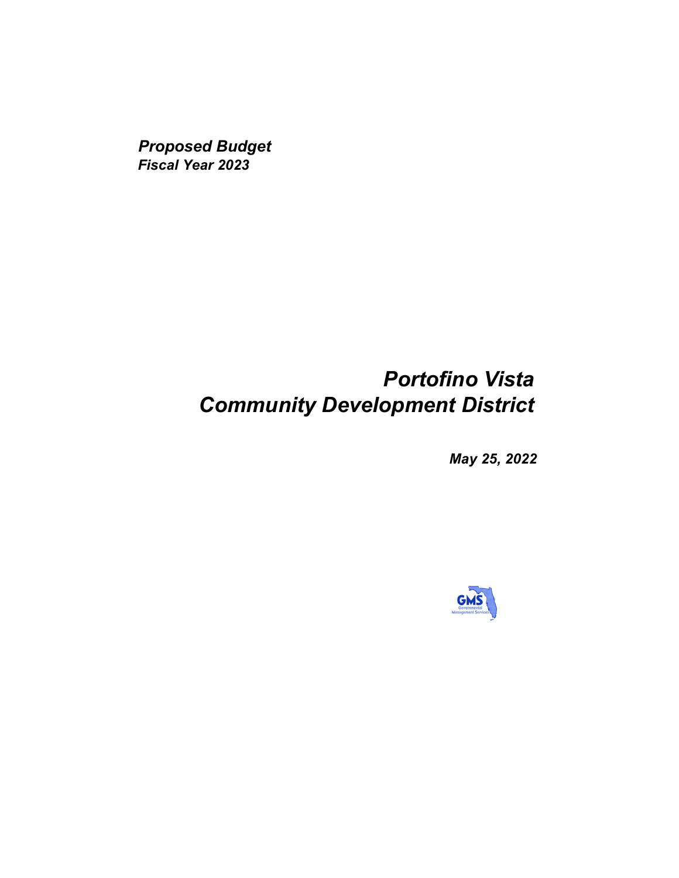*Proposed Budget*
*Fiscal Year 2023*

# *Portofino Vista Community Development District*

*May 25, 2022*

GMS
Governmental Management Services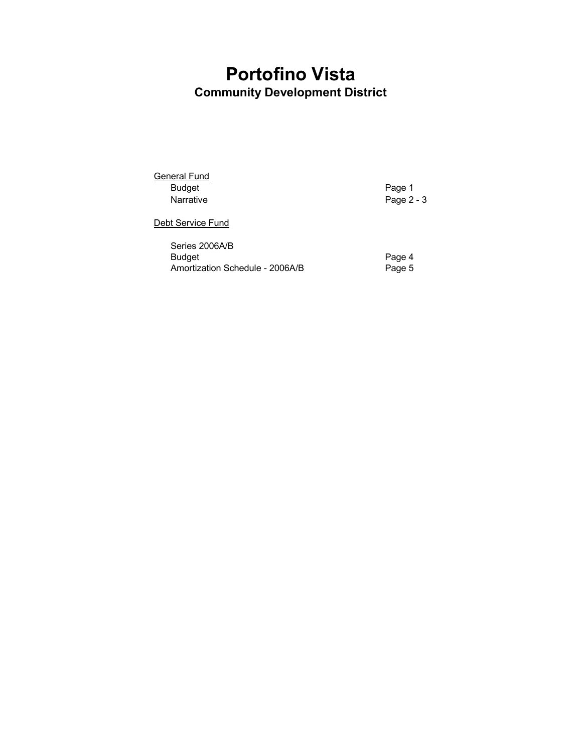# Portofino Vista

## Community Development District

<u>General Fund</u>

| | |
|---|---|
| Budget | Page 1 |
| Narrative | Page 2 - 3 |

<u>Debt Service Fund</u>

Series 2006A/B

| | |
|---|---|
| Budget | Page 4 |
| Amortization Schedule - 2006A/B | Page 5 |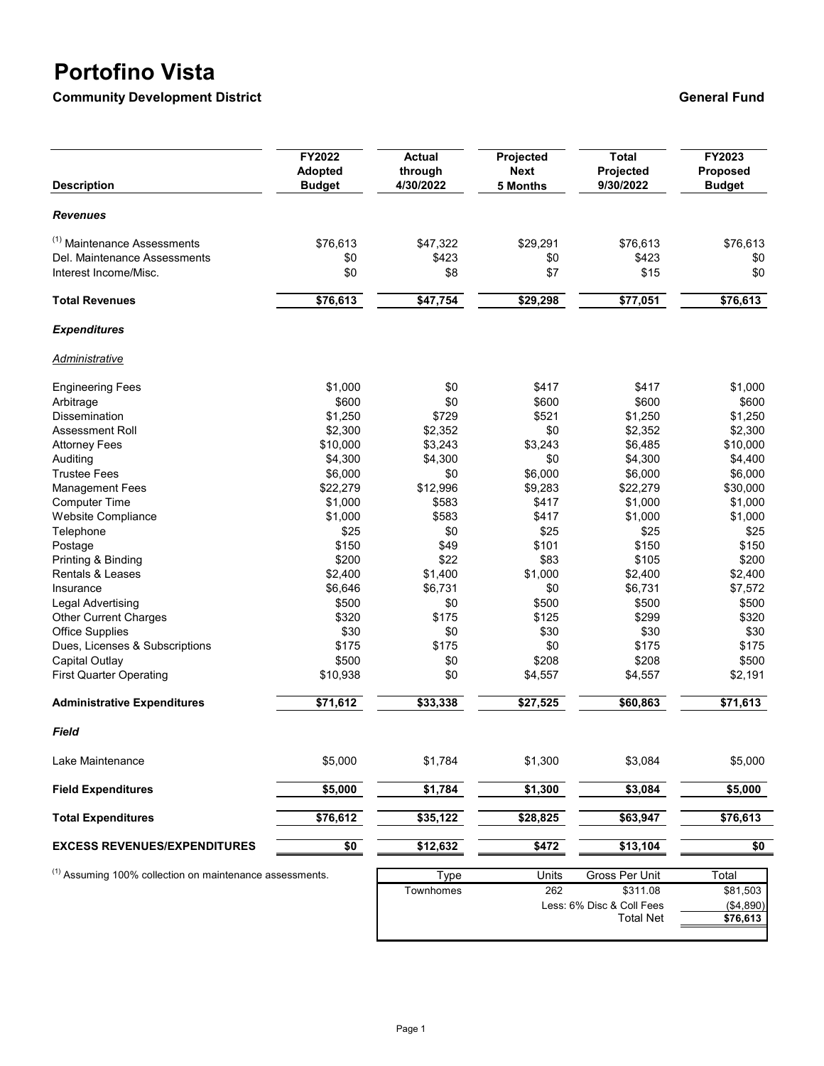# Portofino Vista

**Community Development District** **General Fund**

| Description | FY2022 Adopted Budget | Actual through 4/30/2022 | Projected Next 5 Months | Total Projected 9/30/2022 | FY2023 Proposed Budget |
|---|---|---|---|---|---|
| ***Revenues*** | | | | | |
| [(1)] Maintenance Assessments | $76,613 | $47,322 | $29,291 | $76,613 | $76,613 |
| Del. Maintenance Assessments | $0 | $423 | $0 | $423 | $0 |
| Interest Income/Misc. | $0 | $8 | $7 | $15 | $0 |
| **Total Revenues** | **$76,613** | **$47,754** | **$29,298** | **$77,051** | **$76,613** |
| ***Expenditures*** | | | | | |
| *Administrative* | | | | | |
| Engineering Fees | $1,000 | $0 | $417 | $417 | $1,000 |
| Arbitrage | $600 | $0 | $600 | $600 | $600 |
| Dissemination | $1,250 | $729 | $521 | $1,250 | $1,250 |
| Assessment Roll | $2,300 | $2,352 | $0 | $2,352 | $2,300 |
| Attorney Fees | $10,000 | $3,243 | $3,243 | $6,485 | $10,000 |
| Auditing | $4,300 | $4,300 | $0 | $4,300 | $4,400 |
| Trustee Fees | $6,000 | $0 | $6,000 | $6,000 | $6,000 |
| Management Fees | $22,279 | $12,996 | $9,283 | $22,279 | $30,000 |
| Computer Time | $1,000 | $583 | $417 | $1,000 | $1,000 |
| Website Compliance | $1,000 | $583 | $417 | $1,000 | $1,000 |
| Telephone | $25 | $0 | $25 | $25 | $25 |
| Postage | $150 | $49 | $101 | $150 | $150 |
| Printing & Binding | $200 | $22 | $83 | $105 | $200 |
| Rentals & Leases | $2,400 | $1,400 | $1,000 | $2,400 | $2,400 |
| Insurance | $6,646 | $6,731 | $0 | $6,731 | $7,572 |
| Legal Advertising | $500 | $0 | $500 | $500 | $500 |
| Other Current Charges | $320 | $175 | $125 | $299 | $320 |
| Office Supplies | $30 | $0 | $30 | $30 | $30 |
| Dues, Licenses & Subscriptions | $175 | $175 | $0 | $175 | $175 |
| Capital Outlay | $500 | $0 | $208 | $208 | $500 |
| First Quarter Operating | $10,938 | $0 | $4,557 | $4,557 | $2,191 |
| **Administrative Expenditures** | **$71,612** | **$33,338** | **$27,525** | **$60,863** | **$71,613** |
| ***Field*** | | | | | |
| Lake Maintenance | $5,000 | $1,784 | $1,300 | $3,084 | $5,000 |
| **Field Expenditures** | **$5,000** | **$1,784** | **$1,300** | **$3,084** | **$5,000** |
| **Total Expenditures** | **$76,612** | **$35,122** | **$28,825** | **$63,947** | **$76,613** |
| **EXCESS REVENUES/EXPENDITURES** | **$0** | **$12,632** | **$472** | **$13,104** | **$0** |

[(1)] Assuming 100% collection on maintenance assessments.

| Type | Units | Gross Per Unit | Total |
|---|---|---|---|
| Townhomes | 262 | $311.08 | $81,503 |
| | | Less: 6% Disc & Coll Fees | ($4,890) |
| | | Total Net | **$76,613** |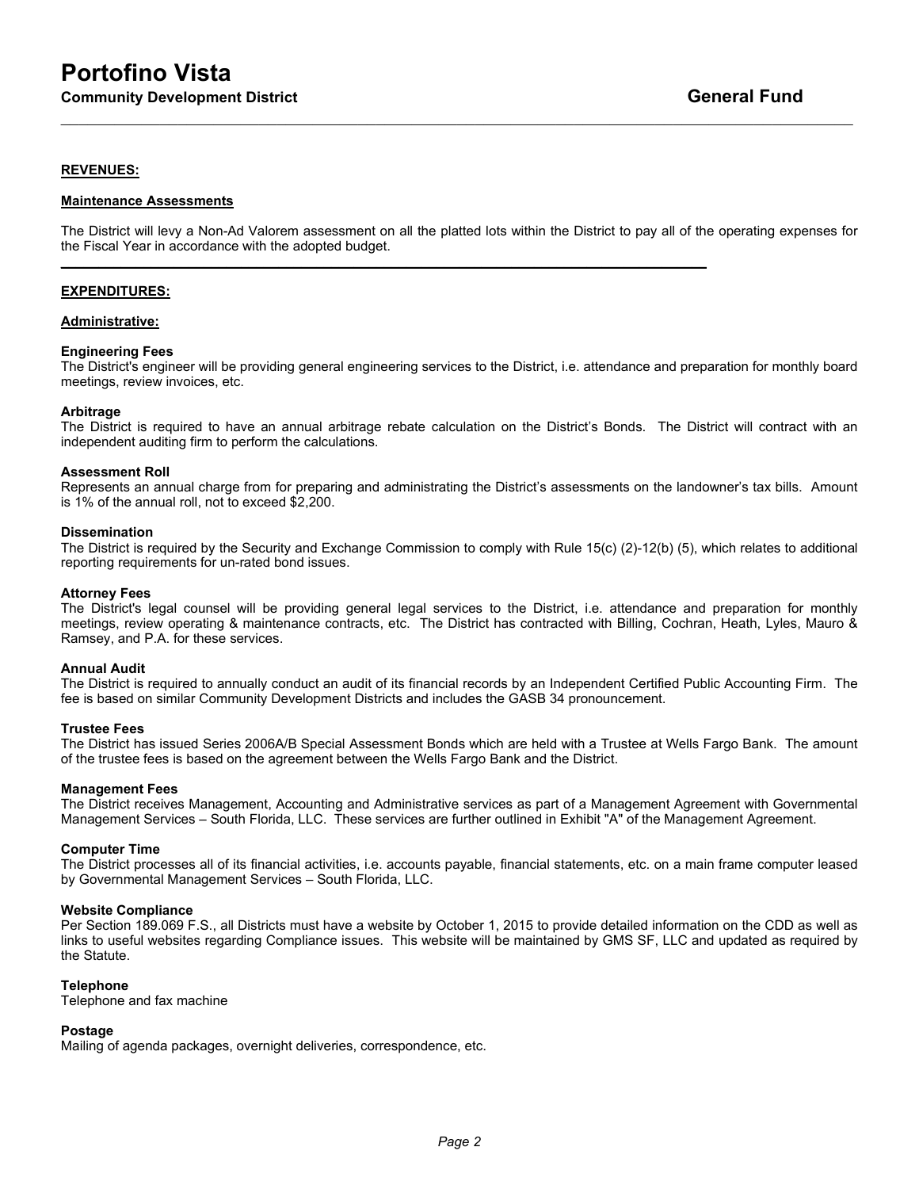# Portofino Vista

**Community Development District** **General Fund**

---

**REVENUES:**

**Maintenance Assessments**

The District will levy a Non-Ad Valorem assessment on all the platted lots within the District to pay all of the operating expenses for the Fiscal Year in accordance with the adopted budget.

---

**EXPENDITURES:**

**Administrative:**

**Engineering Fees**
The District's engineer will be providing general engineering services to the District, i.e. attendance and preparation for monthly board meetings, review invoices, etc.

**Arbitrage**
The District is required to have an annual arbitrage rebate calculation on the District's Bonds. The District will contract with an independent auditing firm to perform the calculations.

**Assessment Roll**
Represents an annual charge from for preparing and administrating the District's assessments on the landowner's tax bills. Amount is 1% of the annual roll, not to exceed $2,200.

**Dissemination**
The District is required by the Security and Exchange Commission to comply with Rule 15(c) (2)-12(b) (5), which relates to additional reporting requirements for un-rated bond issues.

**Attorney Fees**
The District's legal counsel will be providing general legal services to the District, i.e. attendance and preparation for monthly meetings, review operating & maintenance contracts, etc. The District has contracted with Billing, Cochran, Heath, Lyles, Mauro & Ramsey, and P.A. for these services.

**Annual Audit**
The District is required to annually conduct an audit of its financial records by an Independent Certified Public Accounting Firm. The fee is based on similar Community Development Districts and includes the GASB 34 pronouncement.

**Trustee Fees**
The District has issued Series 2006A/B Special Assessment Bonds which are held with a Trustee at Wells Fargo Bank. The amount of the trustee fees is based on the agreement between the Wells Fargo Bank and the District.

**Management Fees**
The District receives Management, Accounting and Administrative services as part of a Management Agreement with Governmental Management Services – South Florida, LLC. These services are further outlined in Exhibit "A" of the Management Agreement.

**Computer Time**
The District processes all of its financial activities, i.e. accounts payable, financial statements, etc. on a main frame computer leased by Governmental Management Services – South Florida, LLC.

**Website Compliance**
Per Section 189.069 F.S., all Districts must have a website by October 1, 2015 to provide detailed information on the CDD as well as links to useful websites regarding Compliance issues. This website will be maintained by GMS SF, LLC and updated as required by the Statute.

**Telephone**
Telephone and fax machine

**Postage**
Mailing of agenda packages, overnight deliveries, correspondence, etc.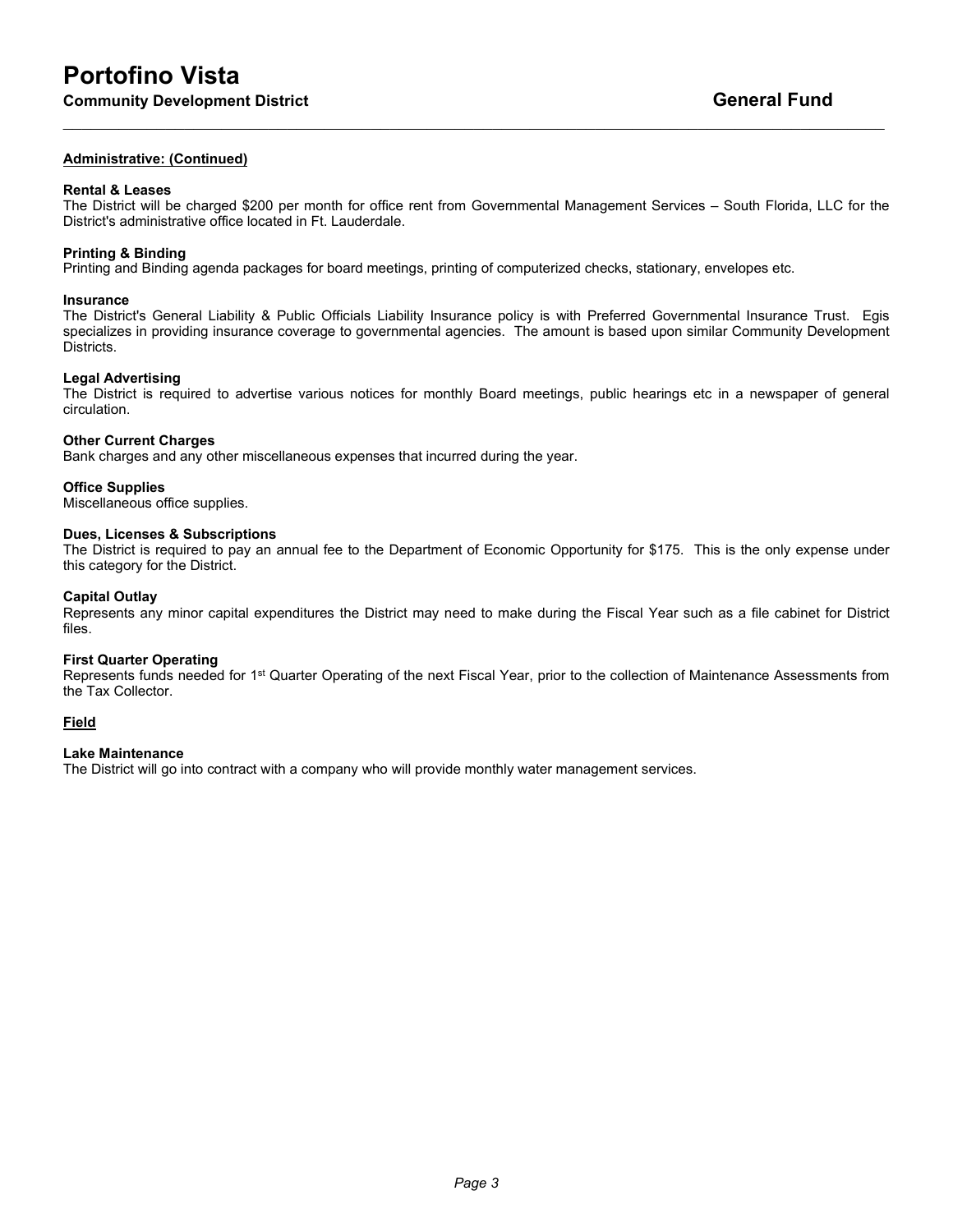**Administrative: (Continued)**

**Rental & Leases**
The District will be charged $200 per month for office rent from Governmental Management Services – South Florida, LLC for the District's administrative office located in Ft. Lauderdale.

**Printing & Binding**
Printing and Binding agenda packages for board meetings, printing of computerized checks, stationary, envelopes etc.

**Insurance**
The District's General Liability & Public Officials Liability Insurance policy is with Preferred Governmental Insurance Trust. Egis specializes in providing insurance coverage to governmental agencies. The amount is based upon similar Community Development Districts.

**Legal Advertising**
The District is required to advertise various notices for monthly Board meetings, public hearings etc in a newspaper of general circulation.

**Other Current Charges**
Bank charges and any other miscellaneous expenses that incurred during the year.

**Office Supplies**
Miscellaneous office supplies.

**Dues, Licenses & Subscriptions**
The District is required to pay an annual fee to the Department of Economic Opportunity for $175. This is the only expense under this category for the District.

**Capital Outlay**
Represents any minor capital expenditures the District may need to make during the Fiscal Year such as a file cabinet for District files.

**First Quarter Operating**
Represents funds needed for 1st Quarter Operating of the next Fiscal Year, prior to the collection of Maintenance Assessments from the Tax Collector.

**Field**

**Lake Maintenance**
The District will go into contract with a company who will provide monthly water management services.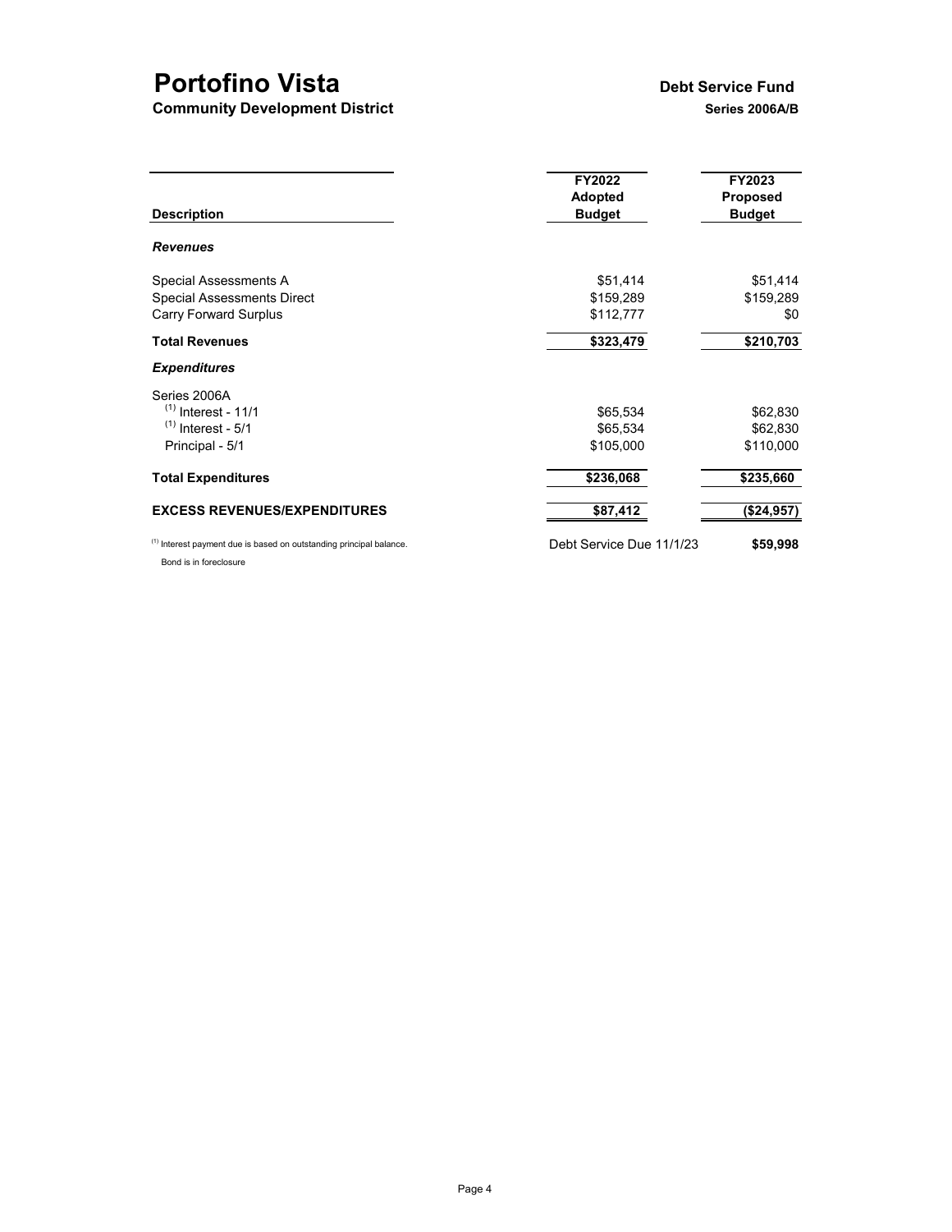# Portofino Vista

**Community Development District**

**Debt Service Fund**

**Series 2006A/B**

| Description | FY2022 Adopted Budget | FY2023 Proposed Budget |
|---|---|---|
| ***Revenues*** | | |
| Special Assessments A | $51,414 | $51,414 |
| Special Assessments Direct | $159,289 | $159,289 |
| Carry Forward Surplus | $112,777 | $0 |
| **Total Revenues** | **$323,479** | **$210,703** |
| ***Expenditures*** | | |
| Series 2006A | | |
| (1) Interest - 11/1 | $65,534 | $62,830 |
| (1) Interest - 5/1 | $65,534 | $62,830 |
| Principal - 5/1 | $105,000 | $110,000 |
| **Total Expenditures** | **$236,068** | **$235,660** |
| **EXCESS REVENUES/EXPENDITURES** | **$87,412** | **($24,957)** |
| | Debt Service Due 11/1/23 | **$59,998** |

(1) Interest payment due is based on outstanding principal balance.

Bond is in foreclosure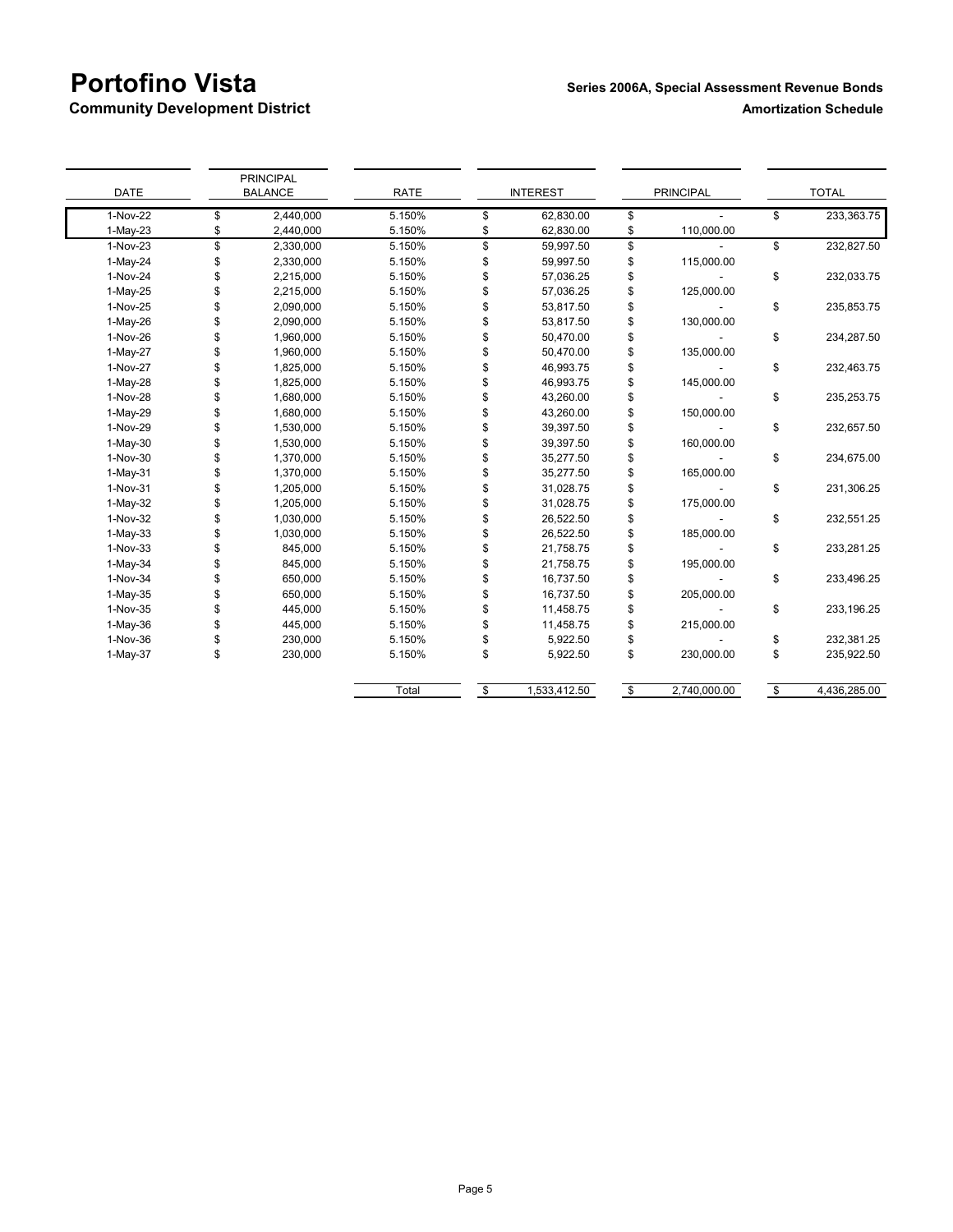# Portofino Vista

**Community Development District**

**Series 2006A, Special Assessment Revenue Bonds**

**Amortization Schedule**

| DATE | PRINCIPAL BALANCE | RATE | INTEREST | PRINCIPAL | TOTAL |
|---|---|---|---|---|---|
| 1-Nov-22 | $ 2,440,000 | 5.150% | $ 62,830.00 | $ - | $ 233,363.75 |
| 1-May-23 | $ 2,440,000 | 5.150% | $ 62,830.00 | $ 110,000.00 | |
| 1-Nov-23 | $ 2,330,000 | 5.150% | $ 59,997.50 | $ - | $ 232,827.50 |
| 1-May-24 | $ 2,330,000 | 5.150% | $ 59,997.50 | $ 115,000.00 | |
| 1-Nov-24 | $ 2,215,000 | 5.150% | $ 57,036.25 | $ - | $ 232,033.75 |
| 1-May-25 | $ 2,215,000 | 5.150% | $ 57,036.25 | $ 125,000.00 | |
| 1-Nov-25 | $ 2,090,000 | 5.150% | $ 53,817.50 | $ - | $ 235,853.75 |
| 1-May-26 | $ 2,090,000 | 5.150% | $ 53,817.50 | $ 130,000.00 | |
| 1-Nov-26 | $ 1,960,000 | 5.150% | $ 50,470.00 | $ - | $ 234,287.50 |
| 1-May-27 | $ 1,960,000 | 5.150% | $ 50,470.00 | $ 135,000.00 | |
| 1-Nov-27 | $ 1,825,000 | 5.150% | $ 46,993.75 | $ - | $ 232,463.75 |
| 1-May-28 | $ 1,825,000 | 5.150% | $ 46,993.75 | $ 145,000.00 | |
| 1-Nov-28 | $ 1,680,000 | 5.150% | $ 43,260.00 | $ - | $ 235,253.75 |
| 1-May-29 | $ 1,680,000 | 5.150% | $ 43,260.00 | $ 150,000.00 | |
| 1-Nov-29 | $ 1,530,000 | 5.150% | $ 39,397.50 | $ - | $ 232,657.50 |
| 1-May-30 | $ 1,530,000 | 5.150% | $ 39,397.50 | $ 160,000.00 | |
| 1-Nov-30 | $ 1,370,000 | 5.150% | $ 35,277.50 | $ - | $ 234,675.00 |
| 1-May-31 | $ 1,370,000 | 5.150% | $ 35,277.50 | $ 165,000.00 | |
| 1-Nov-31 | $ 1,205,000 | 5.150% | $ 31,028.75 | $ - | $ 231,306.25 |
| 1-May-32 | $ 1,205,000 | 5.150% | $ 31,028.75 | $ 175,000.00 | |
| 1-Nov-32 | $ 1,030,000 | 5.150% | $ 26,522.50 | $ - | $ 232,551.25 |
| 1-May-33 | $ 1,030,000 | 5.150% | $ 26,522.50 | $ 185,000.00 | |
| 1-Nov-33 | $ 845,000 | 5.150% | $ 21,758.75 | $ - | $ 233,281.25 |
| 1-May-34 | $ 845,000 | 5.150% | $ 21,758.75 | $ 195,000.00 | |
| 1-Nov-34 | $ 650,000 | 5.150% | $ 16,737.50 | $ - | $ 233,496.25 |
| 1-May-35 | $ 650,000 | 5.150% | $ 16,737.50 | $ 205,000.00 | |
| 1-Nov-35 | $ 445,000 | 5.150% | $ 11,458.75 | $ - | $ 233,196.25 |
| 1-May-36 | $ 445,000 | 5.150% | $ 11,458.75 | $ 215,000.00 | |
| 1-Nov-36 | $ 230,000 | 5.150% | $ 5,922.50 | $ - | $ 232,381.25 |
| 1-May-37 | $ 230,000 | 5.150% | $ 5,922.50 | $ 230,000.00 | $ 235,922.50 |
| | | Total | $ 1,533,412.50 | $ 2,740,000.00 | $ 4,436,285.00 |